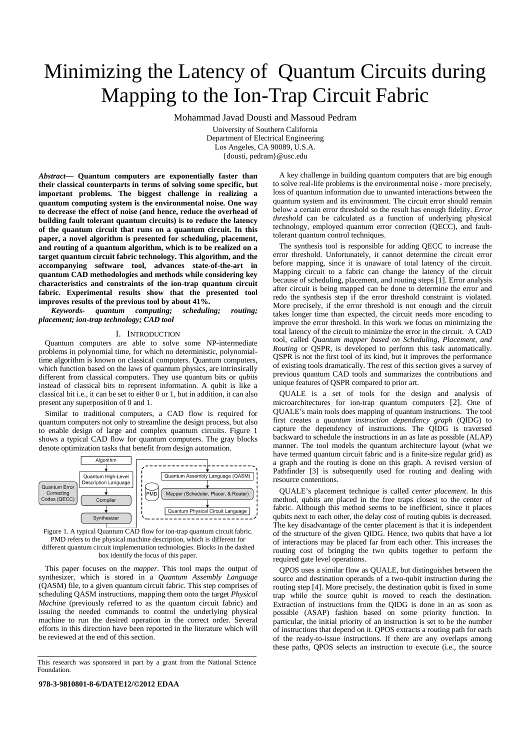# Minimizing the Latency of Quantum Circuits during Mapping to the Ion-Trap Circuit Fabric

Mohammad Javad Dousti and Massoud Pedram

University of Southern California Department of Electrical Engineering Los Angeles, CA 90089, U.S.A. {dousti, pedram}@usc.edu

*Abstract***— Quantum computers are exponentially faster than their classical counterparts in terms of solving some specific, but important problems. The biggest challenge in realizing a quantum computing system is the environmental noise. One way to decrease the effect of noise (and hence, reduce the overhead of building fault tolerant quantum circuits) is to reduce the latency of the quantum circuit that runs on a quantum circuit. In this paper, a novel algorithm is presented for scheduling, placement, and routing of a quantum algorithm, which is to be realized on a target quantum circuit fabric technology. This algorithm, and the accompanying software tool, advances state-of-the-art in quantum CAD methodologies and methods while considering key characteristics and constraints of the ion-trap quantum circuit fabric. Experimental results show that the presented tool improves results of the previous tool by about 41%.** 

*Keywords- quantum computing; scheduling; routing; placement; ion-trap technology; CAD tool* 

#### I. INTRODUCTION

Quantum computers are able to solve some NP-intermediate problems in polynomial time, for which no deterministic, polynomialtime algorithm is known on classical computers. Quantum computers, which function based on the laws of quantum physics, are intrinsically different from classical computers. They use quantum bits or *qubits* instead of classical bits to represent information. A qubit is like a classical bit i.e., it can be set to either 0 or 1, but in addition, it can also present any superposition of 0 and 1.

Similar to traditional computers, a CAD flow is required for quantum computers not only to streamline the design process, but also to enable design of large and complex quantum circuits. Figure 1 shows a typical CAD flow for quantum computers. The gray blocks denote optimization tasks that benefit from design automation.



Figure 1. A typical Quantum CAD flow for ion-trap quantum circuit fabric. PMD refers to the physical machine description, which is different for different quantum circuit implementation technologies. Blocks in the dashed box identify the focus of this paper.

This paper focuses on the *mapper*. This tool maps the output of synthesizer, which is stored in a *Quantum Assembly Language* (QASM) file, to a given quantum circuit fabric. This step comprises of scheduling QASM instructions, mapping them onto the target *Physical Machine* (previously referred to as the quantum circuit fabric) and issuing the needed commands to control the underlying physical machine to run the desired operation in the correct order. Several efforts in this direction have been reported in the literature which will be reviewed at the end of this section.

**978-3-9810801-8-6/DATE12/©2012 EDAA**

A key challenge in building quantum computers that are big enough to solve real-life problems is the environmental noise - more precisely, loss of quantum information due to unwanted interactions between the quantum system and its environment. The circuit error should remain below a certain error threshold so the result has enough fidelity. *Error threshold* can be calculated as a function of underlying physical technology, employed quantum error correction (QECC), and faulttolerant quantum control techniques.

The synthesis tool is responsible for adding QECC to increase the error threshold. Unfortunately, it cannot determine the circuit error before mapping, since it is unaware of total latency of the circuit. Mapping circuit to a fabric can change the latency of the circuit because of scheduling, placement, and routing steps [1]. Error analysis after circuit is being mapped can be done to determine the error and redo the synthesis step if the error threshold constraint is violated. More precisely, if the error threshold is not enough and the circuit takes longer time than expected, the circuit needs more encoding to improve the error threshold. In this work we focus on minimizing the total latency of the circuit to minimize the error in the circuit. A CAD tool, called *Quantum mapper based on Scheduling, Placement, and Routing* or QSPR, is developed to perform this task automatically. QSPR is not the first tool of its kind, but it improves the performance of existing tools dramatically. The rest of this section gives a survey of previous quantum CAD tools and summarizes the contributions and unique features of QSPR compared to prior art.

QUALE is a set of tools for the design and analysis of microarchitectures for ion-trap quantum computers [2]. One of QUALE's main tools does mapping of quantum instructions. The tool first creates a *quantum instruction dependency graph* (QIDG) to capture the dependency of instructions. The QIDG is traversed backward to schedule the instructions in an as late as possible (ALAP) manner. The tool models the quantum architecture layout (what we have termed quantum circuit fabric and is a finite-size regular grid) as a graph and the routing is done on this graph. A revised version of Pathfinder [3] is subsequently used for routing and dealing with resource contentions.

QUALE's placement technique is called *center placement*. In this method, qubits are placed in the free traps closest to the center of fabric. Although this method seems to be inefficient, since it places qubits next to each other, the delay cost of routing qubits is decreased. The key disadvantage of the center placement is that it is independent of the structure of the given QIDG. Hence, two qubits that have a lot of interactions may be placed far from each other. This increases the routing cost of bringing the two qubits together to perform the required gate level operations.

QPOS uses a similar flow as QUALE, but distinguishes between the source and destination operands of a two-qubit instruction during the routing step [4]. More precisely, the destination qubit is fixed in some trap while the source qubit is moved to reach the destination. Extraction of instructions from the QIDG is done in an as soon as possible (ASAP) fashion based on some priority function. In particular, the initial priority of an instruction is set to be the number of instructions that depend on it. QPOS extracts a routing path for each of the ready-to-issue instructions. If there are any overlaps among these paths, QPOS selects an instruction to execute (i.e., the source

This research was sponsored in part by a grant from the National Science Foundation.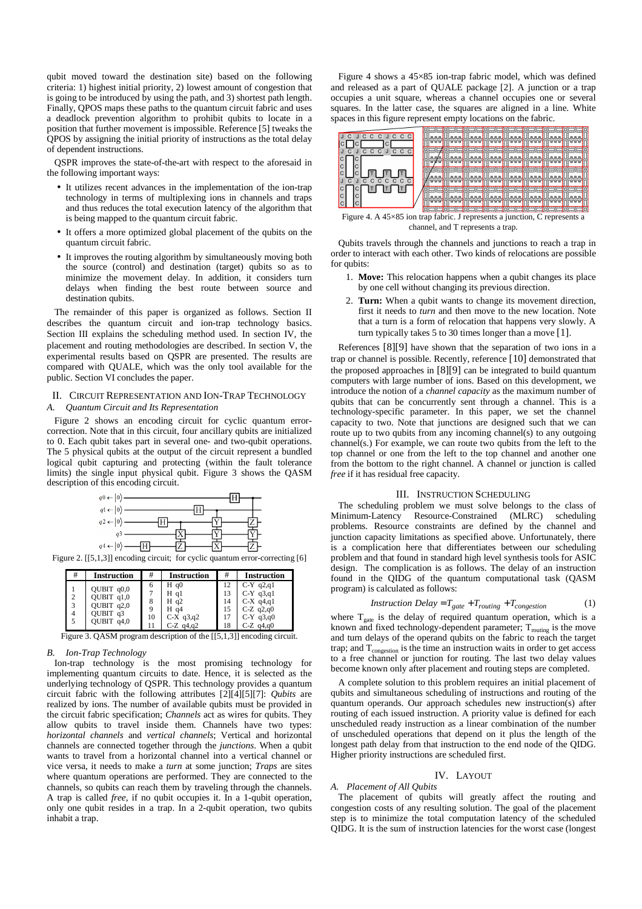qubit moved toward the destination site) based on the following criteria: 1) highest initial priority, 2) lowest amount of congestion that is going to be introduced by using the path, and 3) shortest path length. Finally, QPOS maps these paths to the quantum circuit fabric and uses a deadlock prevention algorithm to prohibit qubits to locate in a position that further movement is impossible. Reference [5] tweaks the QPOS by assigning the initial priority of instructions as the total delay of dependent instructions.

QSPR improves the state-of-the-art with respect to the aforesaid in the following important ways:

- It utilizes recent advances in the implementation of the ion-trap technology in terms of multiplexing ions in channels and traps and thus reduces the total execution latency of the algorithm that is being mapped to the quantum circuit fabric.
- It offers a more optimized global placement of the qubits on the quantum circuit fabric.
- It improves the routing algorithm by simultaneously moving both the source (control) and destination (target) qubits so as to minimize the movement delay. In addition, it considers turn delays when finding the best route between source and destination qubits.

The remainder of this paper is organized as follows. Section II describes the quantum circuit and ion-trap technology basics. Section III explains the scheduling method used. In section IV, the placement and routing methodologies are described. In section V, the experimental results based on QSPR are presented. The results are compared with QUALE, which was the only tool available for the public. Section VI concludes the paper.

# II. CIRCUIT REPRESENTATION AND ION-TRAP TECHNOLOGY *A. Quantum Circuit and Its Representation*

Figure 2 shows an encoding circuit for cyclic quantum errorcorrection. Note that in this circuit, four ancillary qubits are initialized to 0. Each qubit takes part in several one- and two-qubit operations. The 5 physical qubits at the output of the circuit represent a bundled logical qubit capturing and protecting (within the fault tolerance limits) the single input physical qubit. Figure 3 shows the QASM description of this encoding circuit.



Figure 2. [[5,1,3]] encoding circuit; for cyclic quantum error-correcting [6]

|          | <b>Instruction</b>                                                     | #                 | <b>Instruction</b>                                                      | #                                | <b>Instruction</b>                                                                     |
|----------|------------------------------------------------------------------------|-------------------|-------------------------------------------------------------------------|----------------------------------|----------------------------------------------------------------------------------------|
| $\gamma$ | OUBIT q0,0<br>OUBIT q1,0<br>$OUBIT$ $q2.0$<br>OUBIT q3<br>$OUBIT$ q4,0 | 6<br>8<br>9<br>10 | H <sub>q0</sub><br>$H$ q1<br>H q2<br>H q4<br>$C-X$ q3,q2<br>$C-Z$ q4,q2 | 12<br>13<br>14<br>15<br>17<br>18 | $C-Y$ q2,q1<br>$C-Y$ q3,q1<br>$C-X$ q4,q1<br>C-Z $q2,q0$<br>$C-Y$ q3,q0<br>$C-Z$ q4,q0 |

Figure 3. QASM program description of the [[5,1,3]] encoding circuit.

## *B. Ion-Trap Technology*

Ion-trap technology is the most promising technology for implementing quantum circuits to date. Hence, it is selected as the underlying technology of QSPR. This technology provides a quantum circuit fabric with the following attributes [2][4][5][7]: *Qubits* are realized by ions. The number of available qubits must be provided in the circuit fabric specification; *Channels* act as wires for qubits. They allow qubits to travel inside them. Channels have two types: *horizontal channels* and *vertical channels*; Vertical and horizontal channels are connected together through the *junctions*. When a qubit wants to travel from a horizontal channel into a vertical channel or vice versa, it needs to make a *turn* at some junction; *Traps* are sites where quantum operations are performed. They are connected to the channels, so qubits can reach them by traveling through the channels. A trap is called *free*, if no qubit occupies it. In a 1-qubit operation, only one qubit resides in a trap. In a 2-qubit operation, two qubits inhabit a trap.

Figure 4 shows a 45×85 ion-trap fabric model, which was defined and released as a part of QUALE package [2]. A junction or a trap occupies a unit square, whereas a channel occupies one or several squares. In the latter case, the squares are aligned in a line. White spaces in this figure represent empty locations on the fabric.

| J C C C J C C C            |            |      |                    |             | <u>lnının ililmının ililminin ililminin ilil</u>          | mmmlinnm |                   |
|----------------------------|------------|------|--------------------|-------------|-----------------------------------------------------------|----------|-------------------|
| CCCJCCC                    |            |      |                    |             |                                                           |          |                   |
|                            |            | 'mmm | 1 m m m l<br>முமும | ՠՠՠ<br>տարա | 1 K m m m k<br>บายาย                                      |          | տտա               |
|                            |            |      |                    |             |                                                           |          |                   |
| c c c<br>$\mathbf{C}$<br>C |            |      |                    |             | <u>Linin Riklinni Kikinin Riklinni Kikinin Riklinnin </u> |          | ատա<br>րտարա      |
|                            |            |      |                    |             |                                                           |          |                   |
|                            | <b>IMM</b> |      | .                  | <b>mmm</b>  |                                                           |          | <b>mmm</b><br>www |
|                            |            |      |                    |             |                                                           |          |                   |

Figure 4. A 45×85 ion trap fabric. J represents a junction, C represents a channel, and T represents a trap.

Qubits travels through the channels and junctions to reach a trap in order to interact with each other. Two kinds of relocations are possible for qubits:

- 1. **Move:** This relocation happens when a qubit changes its place by one cell without changing its previous direction.
- 2. **Turn:** When a qubit wants to change its movement direction, first it needs to *turn* and then move to the new location. Note that a turn is a form of relocation that happens very slowly. A turn typically takes 5 to 30 times longer than a move [1].

References [8][9] have shown that the separation of two ions in a trap or channel is possible. Recently, reference [10] demonstrated that the proposed approaches in [8][9] can be integrated to build quantum computers with large number of ions. Based on this development, we introduce the notion of a *channel capacity* as the maximum number of qubits that can be concurrently sent through a channel. This is a technology-specific parameter. In this paper, we set the channel capacity to two. Note that junctions are designed such that we can route up to two qubits from any incoming channel(s) to any outgoing channel(s.) For example, we can route two qubits from the left to the top channel or one from the left to the top channel and another one from the bottom to the right channel. A channel or junction is called *free* if it has residual free capacity.

# III. INSTRUCTION SCHEDULING

The scheduling problem we must solve belongs to the class of linimum-Latency Resource-Constrained (MLRC) scheduling Minimum-Latency Resource-Constrained problems. Resource constraints are defined by the channel and junction capacity limitations as specified above. Unfortunately, there is a complication here that differentiates between our scheduling problem and that found in standard high level synthesis tools for ASIC design. The complication is as follows. The delay of an instruction found in the QIDG of the quantum computational task (QASM program) is calculated as follows:

$$
Instruction\ Delay = T_{gate} + T_{routing} + T_{congestion} \tag{1}
$$

where  $T_{gate}$  is the delay of required quantum operation, which is a known and fixed technology-dependent parameter;  $T_{\text{routing}}$  is the move and turn delays of the operand qubits on the fabric to reach the target trap; and  $T_{\text{congestion}}$  is the time an instruction waits in order to get access to a free channel or junction for routing. The last two delay values become known only after placement and routing steps are completed.

A complete solution to this problem requires an initial placement of qubits and simultaneous scheduling of instructions and routing of the quantum operands. Our approach schedules new instruction(s) after routing of each issued instruction. A priority value is defined for each unscheduled ready instruction as a linear combination of the number of unscheduled operations that depend on it plus the length of the longest path delay from that instruction to the end node of the QIDG. Higher priority instructions are scheduled first.

## IV. LAYOUT

# *A. Placement of All Qubits*

The placement of qubits will greatly affect the routing and congestion costs of any resulting solution. The goal of the placement step is to minimize the total computation latency of the scheduled QIDG. It is the sum of instruction latencies for the worst case (longest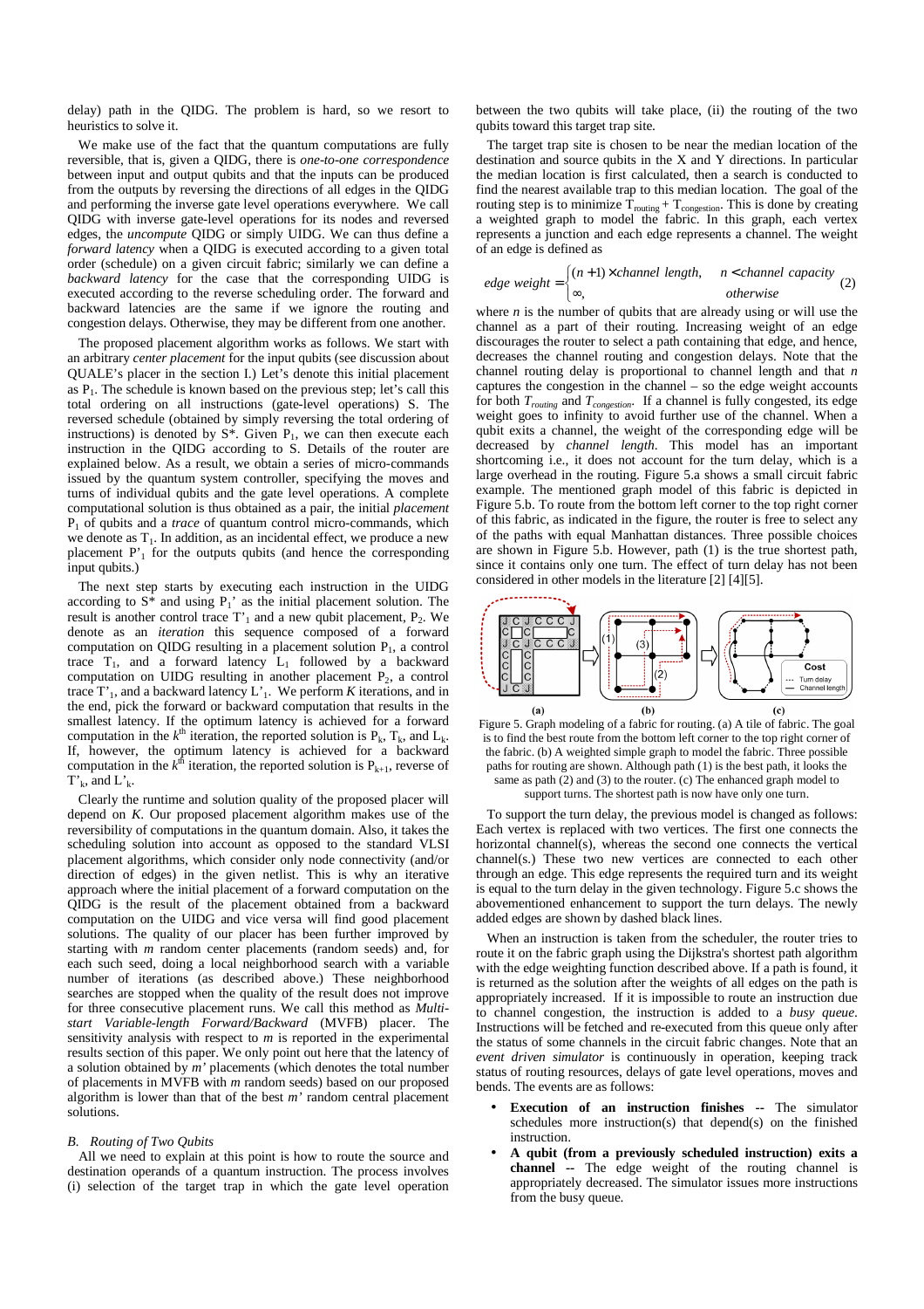delay) path in the QIDG. The problem is hard, so we resort to heuristics to solve it.

We make use of the fact that the quantum computations are fully reversible, that is, given a QIDG, there is *one-to-one correspondence* between input and output qubits and that the inputs can be produced from the outputs by reversing the directions of all edges in the QIDG and performing the inverse gate level operations everywhere. We call QIDG with inverse gate-level operations for its nodes and reversed edges, the *uncompute* QIDG or simply UIDG. We can thus define a *forward latency* when a QIDG is executed according to a given total order (schedule) on a given circuit fabric; similarly we can define a *backward latency* for the case that the corresponding UIDG is executed according to the reverse scheduling order. The forward and backward latencies are the same if we ignore the routing and congestion delays. Otherwise, they may be different from one another.

The proposed placement algorithm works as follows. We start with an arbitrary *center placement* for the input qubits (see discussion about QUALE's placer in the section I.) Let's denote this initial placement as  $P_1$ . The schedule is known based on the previous step; let's call this total ordering on all instructions (gate-level operations) S. The reversed schedule (obtained by simply reversing the total ordering of instructions) is denoted by  $S^*$ . Given  $P_1$ , we can then execute each instruction in the QIDG according to S. Details of the router are explained below. As a result, we obtain a series of micro-commands issued by the quantum system controller, specifying the moves and turns of individual qubits and the gate level operations. A complete computational solution is thus obtained as a pair, the initial *placement* P1 of qubits and a *trace* of quantum control micro-commands, which we denote as  $T_1$ . In addition, as an incidental effect, we produce a new placement  $P'$ <sub>1</sub> for the outputs qubits (and hence the corresponding input qubits.)

The next step starts by executing each instruction in the UIDG according to  $S^*$  and using  $P_1$ ' as the initial placement solution. The result is another control trace  $T'_1$  and a new qubit placement,  $P_2$ . We denote as an *iteration* this sequence composed of a forward computation on QIDG resulting in a placement solution  $P_1$ , a control trace  $T_1$ , and a forward latency  $L_1$  followed by a backward computation on UIDG resulting in another placement  $P_2$ , a control trace  $T'_1$ , and a backward latency  $L'_1$ . We perform *K* iterations, and in the end, pick the forward or backward computation that results in the smallest latency. If the optimum latency is achieved for a forward computation in the  $k^{\text{th}}$  iteration, the reported solution is  $P_k$ ,  $T_k$ , and  $L_k$ . If, however, the optimum latency is achieved for a backward computation in the  $k^{\text{th}}$  iteration, the reported solution is  $P_{k+1}$ , reverse of  $T'_{k}$ , and  $L'_{k}$ .

Clearly the runtime and solution quality of the proposed placer will depend on *K*. Our proposed placement algorithm makes use of the reversibility of computations in the quantum domain. Also, it takes the scheduling solution into account as opposed to the standard VLSI placement algorithms, which consider only node connectivity (and/or direction of edges) in the given netlist. This is why an iterative approach where the initial placement of a forward computation on the QIDG is the result of the placement obtained from a backward computation on the UIDG and vice versa will find good placement solutions. The quality of our placer has been further improved by starting with *m* random center placements (random seeds) and, for each such seed, doing a local neighborhood search with a variable number of iterations (as described above.) These neighborhood searches are stopped when the quality of the result does not improve for three consecutive placement runs. We call this method as *Multistart Variable-length Forward/Backward* (MVFB) placer. The sensitivity analysis with respect to *m* is reported in the experimental results section of this paper. We only point out here that the latency of a solution obtained by *m'* placements (which denotes the total number of placements in MVFB with *m* random seeds) based on our proposed algorithm is lower than that of the best *m'* random central placement solutions.

## *B. Routing of Two Qubits*

All we need to explain at this point is how to route the source and destination operands of a quantum instruction. The process involves (i) selection of the target trap in which the gate level operation between the two qubits will take place, (ii) the routing of the two qubits toward this target trap site.

The target trap site is chosen to be near the median location of the destination and source qubits in the X and Y directions. In particular the median location is first calculated, then a search is conducted to find the nearest available trap to this median location. The goal of the routing step is to minimize  $T_{\text{routing}} + T_{\text{congestion}}$ . This is done by creating a weighted graph to model the fabric. In this graph, each vertex represents a junction and each edge represents a channel. The weight of an edge is defined as

edge weight = 
$$
\begin{cases} (n+1) \times channel \ length, & n < channel \ capacity \\ \infty, & otherwise \end{cases}
$$
 (2)

where  $n$  is the number of qubits that are already using or will use the channel as a part of their routing. Increasing weight of an edge discourages the router to select a path containing that edge, and hence, decreases the channel routing and congestion delays. Note that the channel routing delay is proportional to channel length and that *n* captures the congestion in the channel – so the edge weight accounts for both *Trouting* and *Tcongestion*. If a channel is fully congested, its edge weight goes to infinity to avoid further use of the channel. When a qubit exits a channel, the weight of the corresponding edge will be decreased by *channel length*. This model has an important shortcoming i.e., it does not account for the turn delay, which is a large overhead in the routing. Figure 5.a shows a small circuit fabric example. The mentioned graph model of this fabric is depicted in Figure 5.b. To route from the bottom left corner to the top right corner of this fabric, as indicated in the figure, the router is free to select any of the paths with equal Manhattan distances. Three possible choices are shown in Figure 5.b. However, path (1) is the true shortest path, since it contains only one turn. The effect of turn delay has not been considered in other models in the literature [2] [4][5].



Figure 5. Graph modeling of a fabric for routing. (a) A tile of fabric. The goal is to find the best route from the bottom left corner to the top right corner of the fabric. (b) A weighted simple graph to model the fabric. Three possible paths for routing are shown. Although path (1) is the best path, it looks the same as path (2) and (3) to the router. (c) The enhanced graph model to support turns. The shortest path is now have only one turn.

To support the turn delay, the previous model is changed as follows: Each vertex is replaced with two vertices. The first one connects the horizontal channel(s), whereas the second one connects the vertical channel(s.) These two new vertices are connected to each other through an edge. This edge represents the required turn and its weight is equal to the turn delay in the given technology. Figure 5.c shows the abovementioned enhancement to support the turn delays. The newly added edges are shown by dashed black lines.

When an instruction is taken from the scheduler, the router tries to route it on the fabric graph using the Dijkstra's shortest path algorithm with the edge weighting function described above. If a path is found, it is returned as the solution after the weights of all edges on the path is appropriately increased. If it is impossible to route an instruction due to channel congestion, the instruction is added to a *busy queue*. Instructions will be fetched and re-executed from this queue only after the status of some channels in the circuit fabric changes. Note that an *event driven simulator* is continuously in operation, keeping track status of routing resources, delays of gate level operations, moves and bends. The events are as follows:

- **Execution of an instruction finishes --** The simulator schedules more instruction(s) that depend(s) on the finished instruction.
- **A qubit (from a previously scheduled instruction) exits a channel --** The edge weight of the routing channel is appropriately decreased. The simulator issues more instructions from the busy queue.